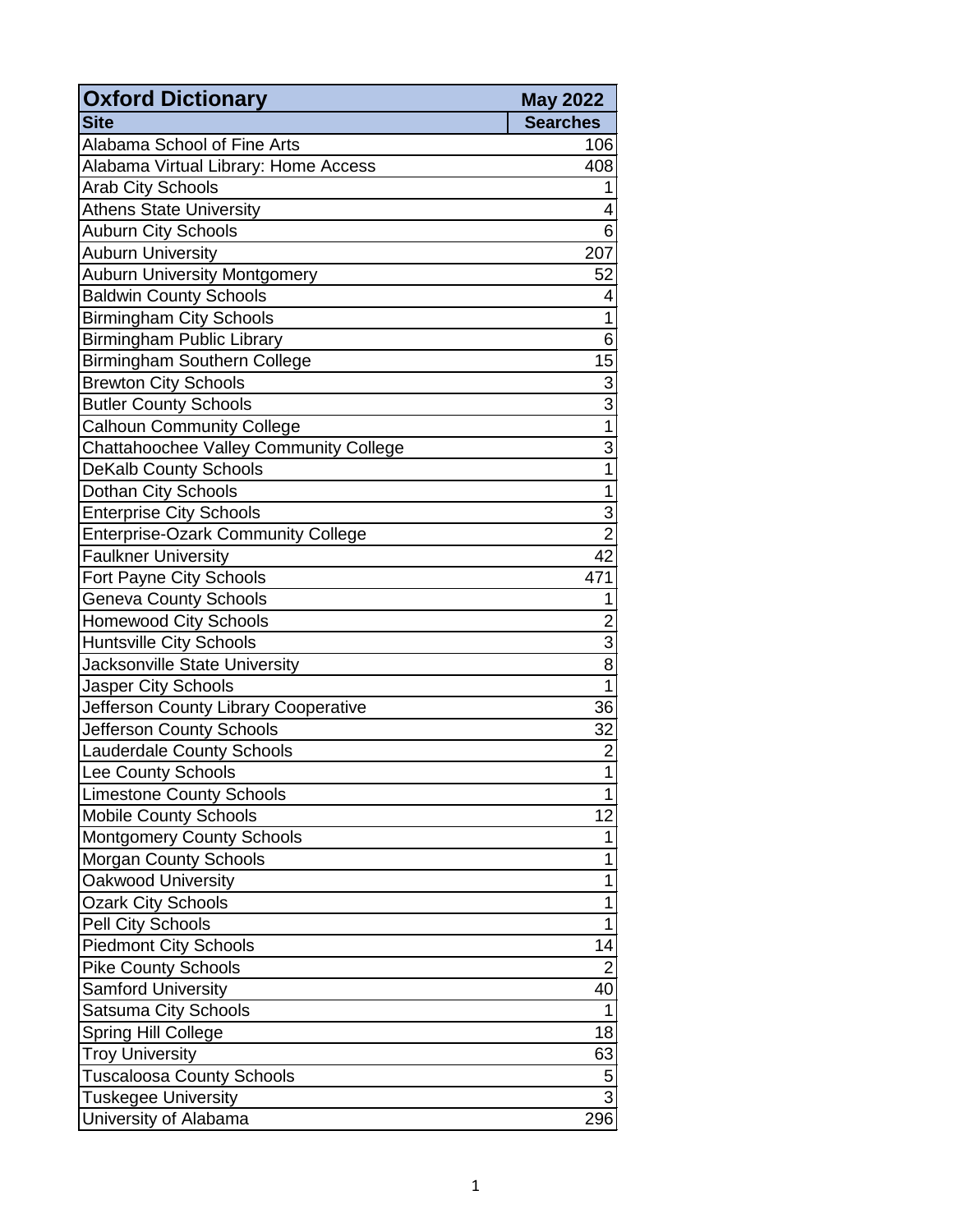| Oxford Dictionary | May 2022 |
|---|---|
| **Site** | **Searches** |
| Alabama School of Fine Arts | 106 |
| Alabama Virtual Library: Home Access | 408 |
| Arab City Schools | 1 |
| Athens State University | 4 |
| Auburn City Schools | 6 |
| Auburn University | 207 |
| Auburn University Montgomery | 52 |
| Baldwin County Schools | 4 |
| Birmingham City Schools | 1 |
| Birmingham Public Library | 6 |
| Birmingham Southern College | 15 |
| Brewton City Schools | 3 |
| Butler County Schools | 3 |
| Calhoun Community College | 1 |
| Chattahoochee Valley Community College | 3 |
| DeKalb County Schools | 1 |
| Dothan City Schools | 1 |
| Enterprise City Schools | 3 |
| Enterprise-Ozark Community College | 2 |
| Faulkner University | 42 |
| Fort Payne City Schools | 471 |
| Geneva County Schools | 1 |
| Homewood City Schools | 2 |
| Huntsville City Schools | 3 |
| Jacksonville State University | 8 |
| Jasper City Schools | 1 |
| Jefferson County Library Cooperative | 36 |
| Jefferson County Schools | 32 |
| Lauderdale County Schools | 2 |
| Lee County Schools | 1 |
| Limestone County Schools | 1 |
| Mobile County Schools | 12 |
| Montgomery County Schools | 1 |
| Morgan County Schools | 1 |
| Oakwood University | 1 |
| Ozark City Schools | 1 |
| Pell City Schools | 1 |
| Piedmont City Schools | 14 |
| Pike County Schools | 2 |
| Samford University | 40 |
| Satsuma City Schools | 1 |
| Spring Hill College | 18 |
| Troy University | 63 |
| Tuscaloosa County Schools | 5 |
| Tuskegee University | 3 |
| University of Alabama | 296 |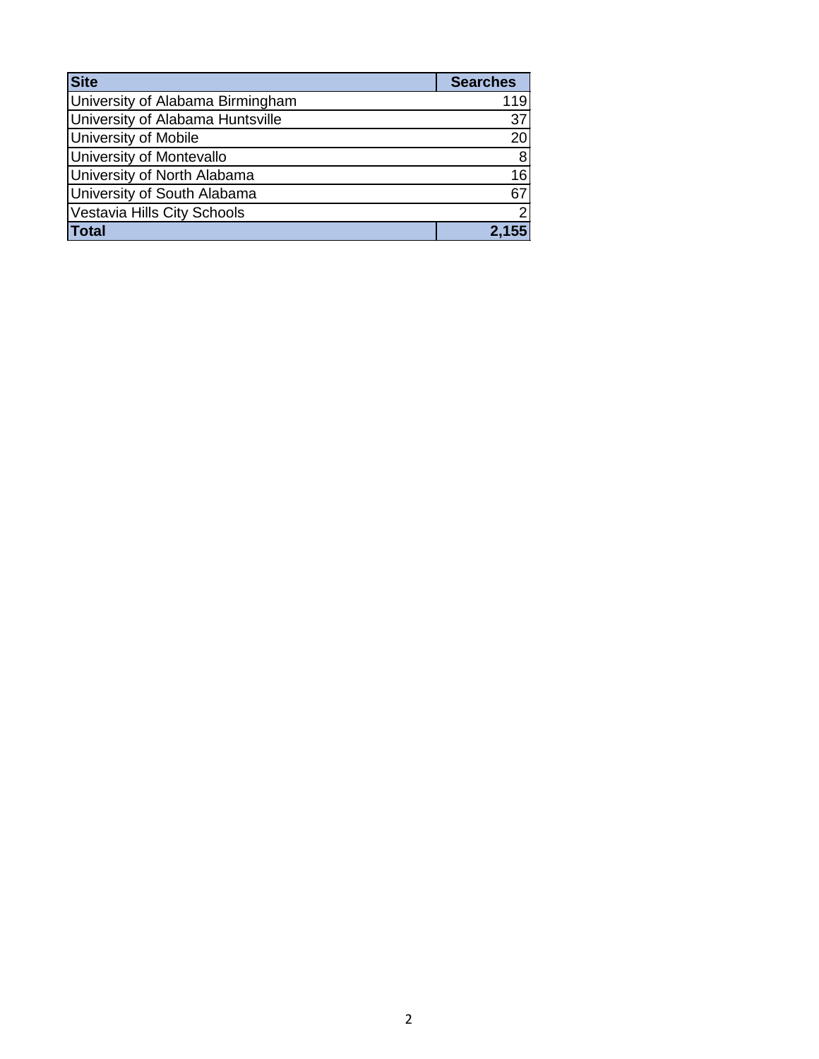| Site | Searches |
|---|---|
| University of Alabama Birmingham | 119 |
| University of Alabama Huntsville | 37 |
| University of Mobile | 20 |
| University of Montevallo | 8 |
| University of North Alabama | 16 |
| University of South Alabama | 67 |
| Vestavia Hills City Schools | 2 |
| **Total** | **2,155** |